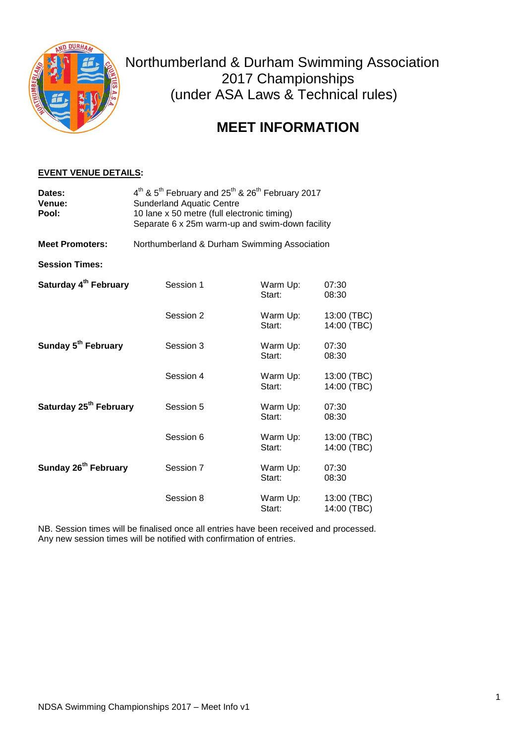# Northumberland & Durham Swimming Association
## 2017 Championships
## (under ASA Laws & Technical rules)

# MEET INFORMATION

**EVENT VENUE DETAILS:**

**Dates:** 4th & 5th February and 25th & 26th February 2017
**Venue:** Sunderland Aquatic Centre
**Pool:** 10 lane x 50 metre (full electronic timing)
Separate 6 x 25m warm-up and swim-down facility

**Meet Promoters:** Northumberland & Durham Swimming Association

**Session Times:**

| | | | |
|---|---|---|---|
| **Saturday 4th February** | Session 1 | Warm Up:<br>Start: | 07:30<br>08:30 |
| | Session 2 | Warm Up:<br>Start: | 13:00 (TBC)<br>14:00 (TBC) |
| **Sunday 5th February** | Session 3 | Warm Up:<br>Start: | 07:30<br>08:30 |
| | Session 4 | Warm Up:<br>Start: | 13:00 (TBC)<br>14:00 (TBC) |
| **Saturday 25th February** | Session 5 | Warm Up:<br>Start: | 07:30<br>08:30 |
| | Session 6 | Warm Up:<br>Start: | 13:00 (TBC)<br>14:00 (TBC) |
| **Sunday 26th February** | Session 7 | Warm Up:<br>Start: | 07:30<br>08:30 |
| | Session 8 | Warm Up:<br>Start: | 13:00 (TBC)<br>14:00 (TBC) |

NB. Session times will be finalised once all entries have been received and processed. Any new session times will be notified with confirmation of entries.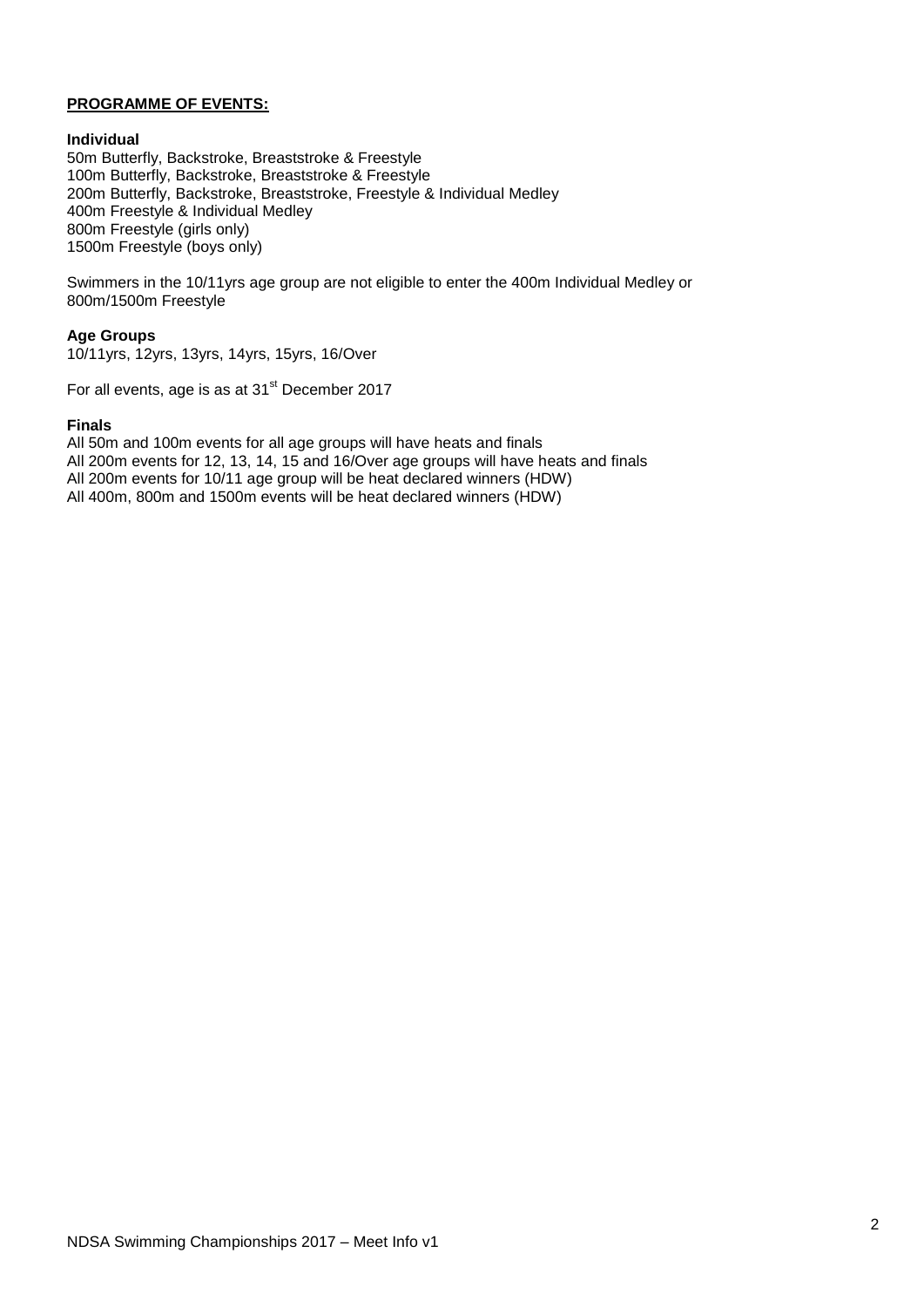## PROGRAMME OF EVENTS:

**Individual**

50m Butterfly, Backstroke, Breaststroke & Freestyle
100m Butterfly, Backstroke, Breaststroke & Freestyle
200m Butterfly, Backstroke, Breaststroke, Freestyle & Individual Medley
400m Freestyle & Individual Medley
800m Freestyle (girls only)
1500m Freestyle (boys only)

Swimmers in the 10/11yrs age group are not eligible to enter the 400m Individual Medley or 800m/1500m Freestyle

**Age Groups**

10/11yrs, 12yrs, 13yrs, 14yrs, 15yrs, 16/Over

For all events, age is as at 31st December 2017

**Finals**

All 50m and 100m events for all age groups will have heats and finals
All 200m events for 12, 13, 14, 15 and 16/Over age groups will have heats and finals
All 200m events for 10/11 age group will be heat declared winners (HDW)
All 400m, 800m and 1500m events will be heat declared winners (HDW)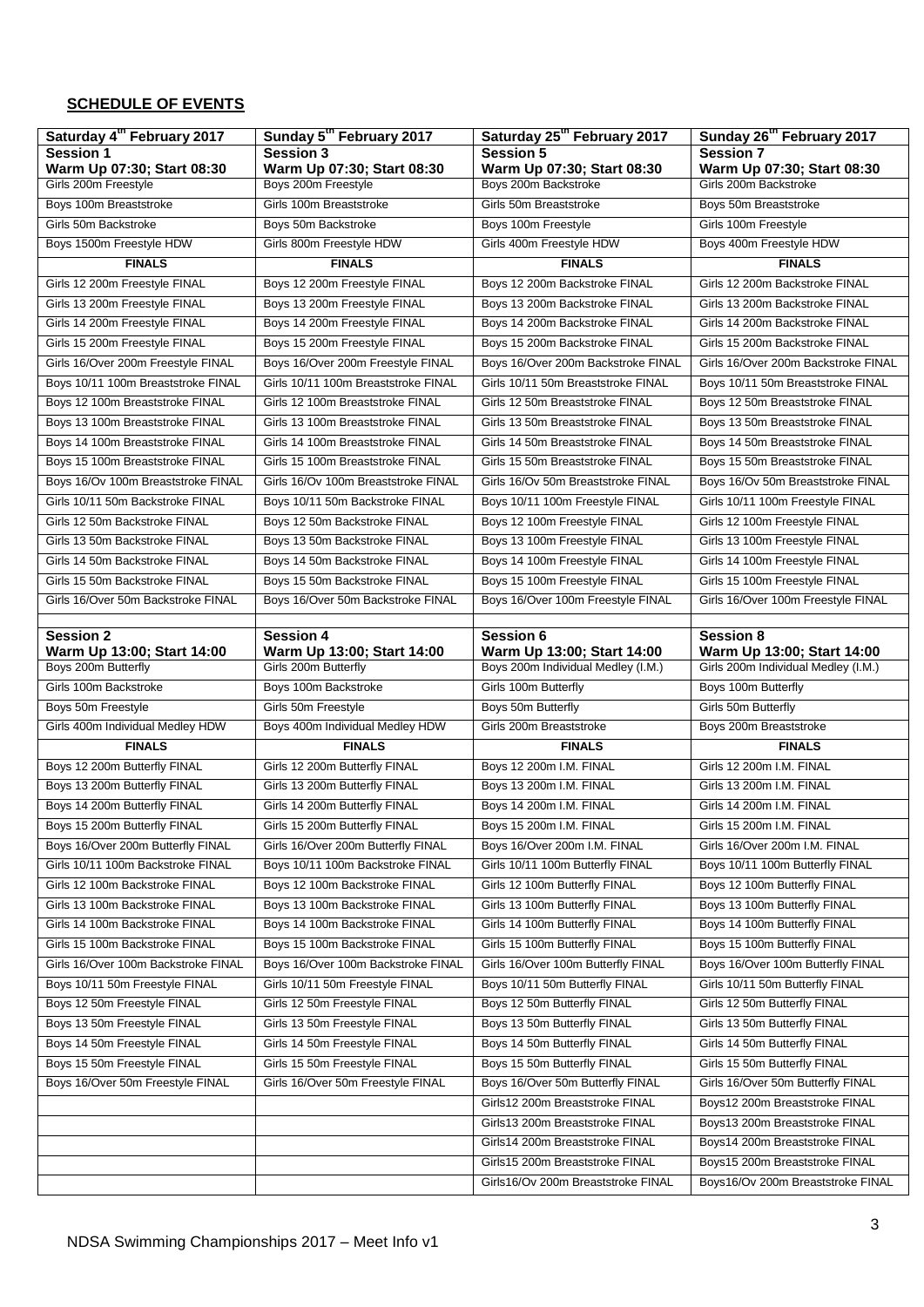## SCHEDULE OF EVENTS

| Saturday 4th February 2017 | Sunday 5th February 2017 | Saturday 25th February 2017 | Sunday 26th February 2017 |
|---|---|---|---|
| **Session 1**<br>**Warm Up 07:30; Start 08:30** | **Session 3**<br>**Warm Up 07:30; Start 08:30** | **Session 5**<br>**Warm Up 07:30; Start 08:30** | **Session 7**<br>**Warm Up 07:30; Start 08:30** |
| Girls 200m Freestyle | Boys 200m Freestyle | Boys 200m Backstroke | Girls 200m Backstroke |
| Boys 100m Breaststroke | Girls 100m Breaststroke | Girls 50m Breaststroke | Boys 50m Breaststroke |
| Girls 50m Backstroke | Boys 50m Backstroke | Boys 100m Freestyle | Girls 100m Freestyle |
| Boys 1500m Freestyle HDW | Girls 800m Freestyle HDW | Girls 400m Freestyle HDW | Boys 400m Freestyle HDW |
| **FINALS** | **FINALS** | **FINALS** | **FINALS** |
| Girls 12 200m Freestyle FINAL | Boys 12 200m Freestyle FINAL | Boys 12 200m Backstroke FINAL | Girls 12 200m Backstroke FINAL |
| Girls 13 200m Freestyle FINAL | Boys 13 200m Freestyle FINAL | Boys 13 200m Backstroke FINAL | Girls 13 200m Backstroke FINAL |
| Girls 14 200m Freestyle FINAL | Boys 14 200m Freestyle FINAL | Boys 14 200m Backstroke FINAL | Girls 14 200m Backstroke FINAL |
| Girls 15 200m Freestyle FINAL | Boys 15 200m Freestyle FINAL | Boys 15 200m Backstroke FINAL | Girls 15 200m Backstroke FINAL |
| Girls 16/Over 200m Freestyle FINAL | Boys 16/Over 200m Freestyle FINAL | Boys 16/Over 200m Backstroke FINAL | Girls 16/Over 200m Backstroke FINAL |
| Boys 10/11 100m Breaststroke FINAL | Girls 10/11 100m Breaststroke FINAL | Girls 10/11 50m Breaststroke FINAL | Boys 10/11 50m Breaststroke FINAL |
| Boys 12 100m Breaststroke FINAL | Girls 12 100m Breaststroke FINAL | Girls 12 50m Breaststroke FINAL | Boys 12 50m Breaststroke FINAL |
| Boys 13 100m Breaststroke FINAL | Girls 13 100m Breaststroke FINAL | Girls 13 50m Breaststroke FINAL | Boys 13 50m Breaststroke FINAL |
| Boys 14 100m Breaststroke FINAL | Girls 14 100m Breaststroke FINAL | Girls 14 50m Breaststroke FINAL | Boys 14 50m Breaststroke FINAL |
| Boys 15 100m Breaststroke FINAL | Girls 15 100m Breaststroke FINAL | Girls 15 50m Breaststroke FINAL | Boys 15 50m Breaststroke FINAL |
| Boys 16/Ov 100m Breaststroke FINAL | Girls 16/Ov 100m Breaststroke FINAL | Girls 16/Ov 50m Breaststroke FINAL | Boys 16/Ov 50m Breaststroke FINAL |
| Girls 10/11 50m Backstroke FINAL | Boys 10/11 50m Backstroke FINAL | Boys 10/11 100m Freestyle FINAL | Girls 10/11 100m Freestyle FINAL |
| Girls 12 50m Backstroke FINAL | Boys 12 50m Backstroke FINAL | Boys 12 100m Freestyle FINAL | Girls 12 100m Freestyle FINAL |
| Girls 13 50m Backstroke FINAL | Boys 13 50m Backstroke FINAL | Boys 13 100m Freestyle FINAL | Girls 13 100m Freestyle FINAL |
| Girls 14 50m Backstroke FINAL | Boys 14 50m Backstroke FINAL | Boys 14 100m Freestyle FINAL | Girls 14 100m Freestyle FINAL |
| Girls 15 50m Backstroke FINAL | Boys 15 50m Backstroke FINAL | Boys 15 100m Freestyle FINAL | Girls 15 100m Freestyle FINAL |
| Girls 16/Over 50m Backstroke FINAL | Boys 16/Over 50m Backstroke FINAL | Boys 16/Over 100m Freestyle FINAL | Girls 16/Over 100m Freestyle FINAL |
| | | | |
| **Session 2**<br>**Warm Up 13:00; Start 14:00** | **Session 4**<br>**Warm Up 13:00; Start 14:00** | **Session 6**<br>**Warm Up 13:00; Start 14:00** | **Session 8**<br>**Warm Up 13:00; Start 14:00** |
| Boys 200m Butterfly | Girls 200m Butterfly | Boys 200m Individual Medley (I.M.) | Girls 200m Individual Medley (I.M.) |
| Girls 100m Backstroke | Boys 100m Backstroke | Girls 100m Butterfly | Boys 100m Butterfly |
| Boys 50m Freestyle | Girls 50m Freestyle | Boys 50m Butterfly | Girls 50m Butterfly |
| Girls 400m Individual Medley HDW | Boys 400m Individual Medley HDW | Girls 200m Breaststroke | Boys 200m Breaststroke |
| **FINALS** | **FINALS** | **FINALS** | **FINALS** |
| Boys 12 200m Butterfly FINAL | Girls 12 200m Butterfly FINAL | Boys 12 200m I.M. FINAL | Girls 12 200m I.M. FINAL |
| Boys 13 200m Butterfly FINAL | Girls 13 200m Butterfly FINAL | Boys 13 200m I.M. FINAL | Girls 13 200m I.M. FINAL |
| Boys 14 200m Butterfly FINAL | Girls 14 200m Butterfly FINAL | Boys 14 200m I.M. FINAL | Girls 14 200m I.M. FINAL |
| Boys 15 200m Butterfly FINAL | Girls 15 200m Butterfly FINAL | Boys 15 200m I.M. FINAL | Girls 15 200m I.M. FINAL |
| Boys 16/Over 200m Butterfly FINAL | Girls 16/Over 200m Butterfly FINAL | Boys 16/Over 200m I.M. FINAL | Girls 16/Over 200m I.M. FINAL |
| Girls 10/11 100m Backstroke FINAL | Boys 10/11 100m Backstroke FINAL | Girls 10/11 100m Butterfly FINAL | Boys 10/11 100m Butterfly FINAL |
| Girls 12 100m Backstroke FINAL | Boys 12 100m Backstroke FINAL | Girls 12 100m Butterfly FINAL | Boys 12 100m Butterfly FINAL |
| Girls 13 100m Backstroke FINAL | Boys 13 100m Backstroke FINAL | Girls 13 100m Butterfly FINAL | Boys 13 100m Butterfly FINAL |
| Girls 14 100m Backstroke FINAL | Boys 14 100m Backstroke FINAL | Girls 14 100m Butterfly FINAL | Boys 14 100m Butterfly FINAL |
| Girls 15 100m Backstroke FINAL | Boys 15 100m Backstroke FINAL | Girls 15 100m Butterfly FINAL | Boys 15 100m Butterfly FINAL |
| Girls 16/Over 100m Backstroke FINAL | Boys 16/Over 100m Backstroke FINAL | Girls 16/Over 100m Butterfly FINAL | Boys 16/Over 100m Butterfly FINAL |
| Boys 10/11 100m Freestyle FINAL | Girls 10/11 50m Freestyle FINAL | Boys 10/11 50m Butterfly FINAL | Girls 10/11 50m Butterfly FINAL |
| Boys 12 50m Freestyle FINAL | Girls 12 50m Freestyle FINAL | Boys 12 50m Butterfly FINAL | Girls 12 50m Butterfly FINAL |
| Boys 13 50m Freestyle FINAL | Girls 13 50m Freestyle FINAL | Boys 13 50m Butterfly FINAL | Girls 13 50m Butterfly FINAL |
| Boys 14 50m Freestyle FINAL | Girls 14 50m Freestyle FINAL | Boys 14 50m Butterfly FINAL | Girls 14 50m Butterfly FINAL |
| Boys 15 50m Freestyle FINAL | Girls 15 50m Freestyle FINAL | Boys 15 50m Butterfly FINAL | Girls 15 50m Butterfly FINAL |
| Boys 16/Over 50m Freestyle FINAL | Girls 16/Over 50m Freestyle FINAL | Boys 16/Over 50m Butterfly FINAL | Girls 16/Over 50m Butterfly FINAL |
| | | Girls12 200m Breaststroke FINAL | Boys12 200m Breaststroke FINAL |
| | | Girls13 200m Breaststroke FINAL | Boys13 200m Breaststroke FINAL |
| | | Girls14 200m Breaststroke FINAL | Boys14 200m Breaststroke FINAL |
| | | Girls15 200m Breaststroke FINAL | Boys15 200m Breaststroke FINAL |
| | | Girls16/Ov 200m Breaststroke FINAL | Boys16/Ov 200m Breaststroke FINAL |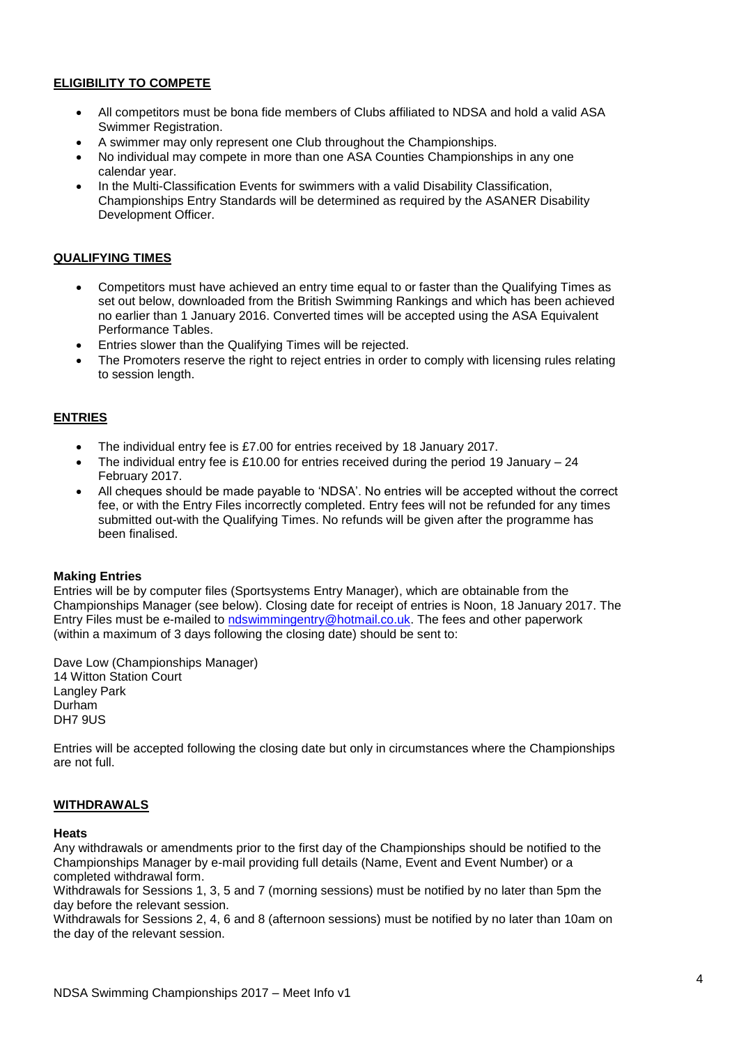## ELIGIBILITY TO COMPETE

- All competitors must be bona fide members of Clubs affiliated to NDSA and hold a valid ASA Swimmer Registration.
- A swimmer may only represent one Club throughout the Championships.
- No individual may compete in more than one ASA Counties Championships in any one calendar year.
- In the Multi-Classification Events for swimmers with a valid Disability Classification, Championships Entry Standards will be determined as required by the ASANER Disability Development Officer.

## QUALIFYING TIMES

- Competitors must have achieved an entry time equal to or faster than the Qualifying Times as set out below, downloaded from the British Swimming Rankings and which has been achieved no earlier than 1 January 2016. Converted times will be accepted using the ASA Equivalent Performance Tables.
- Entries slower than the Qualifying Times will be rejected.
- The Promoters reserve the right to reject entries in order to comply with licensing rules relating to session length.

## ENTRIES

- The individual entry fee is £7.00 for entries received by 18 January 2017.
- The individual entry fee is £10.00 for entries received during the period 19 January – 24 February 2017.
- All cheques should be made payable to 'NDSA'. No entries will be accepted without the correct fee, or with the Entry Files incorrectly completed. Entry fees will not be refunded for any times submitted out-with the Qualifying Times. No refunds will be given after the programme has been finalised.

### Making Entries

Entries will be by computer files (Sportsystems Entry Manager), which are obtainable from the Championships Manager (see below). Closing date for receipt of entries is Noon, 18 January 2017. The Entry Files must be e-mailed to ndswimmingentry@hotmail.co.uk. The fees and other paperwork (within a maximum of 3 days following the closing date) should be sent to:

Dave Low (Championships Manager)
14 Witton Station Court
Langley Park
Durham
DH7 9US

Entries will be accepted following the closing date but only in circumstances where the Championships are not full.

## WITHDRAWALS

### Heats

Any withdrawals or amendments prior to the first day of the Championships should be notified to the Championships Manager by e-mail providing full details (Name, Event and Event Number) or a completed withdrawal form.

Withdrawals for Sessions 1, 3, 5 and 7 (morning sessions) must be notified by no later than 5pm the day before the relevant session.

Withdrawals for Sessions 2, 4, 6 and 8 (afternoon sessions) must be notified by no later than 10am on the day of the relevant session.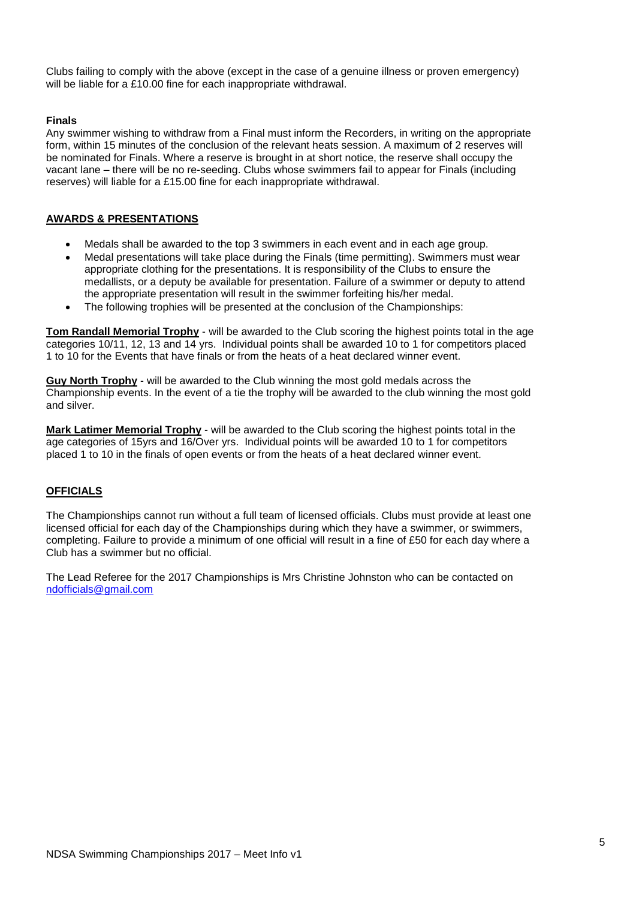Clubs failing to comply with the above (except in the case of a genuine illness or proven emergency) will be liable for a £10.00 fine for each inappropriate withdrawal.

**Finals**

Any swimmer wishing to withdraw from a Final must inform the Recorders, in writing on the appropriate form, within 15 minutes of the conclusion of the relevant heats session. A maximum of 2 reserves will be nominated for Finals. Where a reserve is brought in at short notice, the reserve shall occupy the vacant lane – there will be no re-seeding. Clubs whose swimmers fail to appear for Finals (including reserves) will liable for a £15.00 fine for each inappropriate withdrawal.

## AWARDS & PRESENTATIONS

- Medals shall be awarded to the top 3 swimmers in each event and in each age group.
- Medal presentations will take place during the Finals (time permitting). Swimmers must wear appropriate clothing for the presentations. It is responsibility of the Clubs to ensure the medallists, or a deputy be available for presentation. Failure of a swimmer or deputy to attend the appropriate presentation will result in the swimmer forfeiting his/her medal.
- The following trophies will be presented at the conclusion of the Championships:

**Tom Randall Memorial Trophy** - will be awarded to the Club scoring the highest points total in the age categories 10/11, 12, 13 and 14 yrs. Individual points shall be awarded 10 to 1 for competitors placed 1 to 10 for the Events that have finals or from the heats of a heat declared winner event.

**Guy North Trophy** - will be awarded to the Club winning the most gold medals across the Championship events. In the event of a tie the trophy will be awarded to the club winning the most gold and silver.

**Mark Latimer Memorial Trophy** - will be awarded to the Club scoring the highest points total in the age categories of 15yrs and 16/Over yrs. Individual points will be awarded 10 to 1 for competitors placed 1 to 10 in the finals of open events or from the heats of a heat declared winner event.

## OFFICIALS

The Championships cannot run without a full team of licensed officials. Clubs must provide at least one licensed official for each day of the Championships during which they have a swimmer, or swimmers, completing. Failure to provide a minimum of one official will result in a fine of £50 for each day where a Club has a swimmer but no official.

The Lead Referee for the 2017 Championships is Mrs Christine Johnston who can be contacted on ndofficials@gmail.com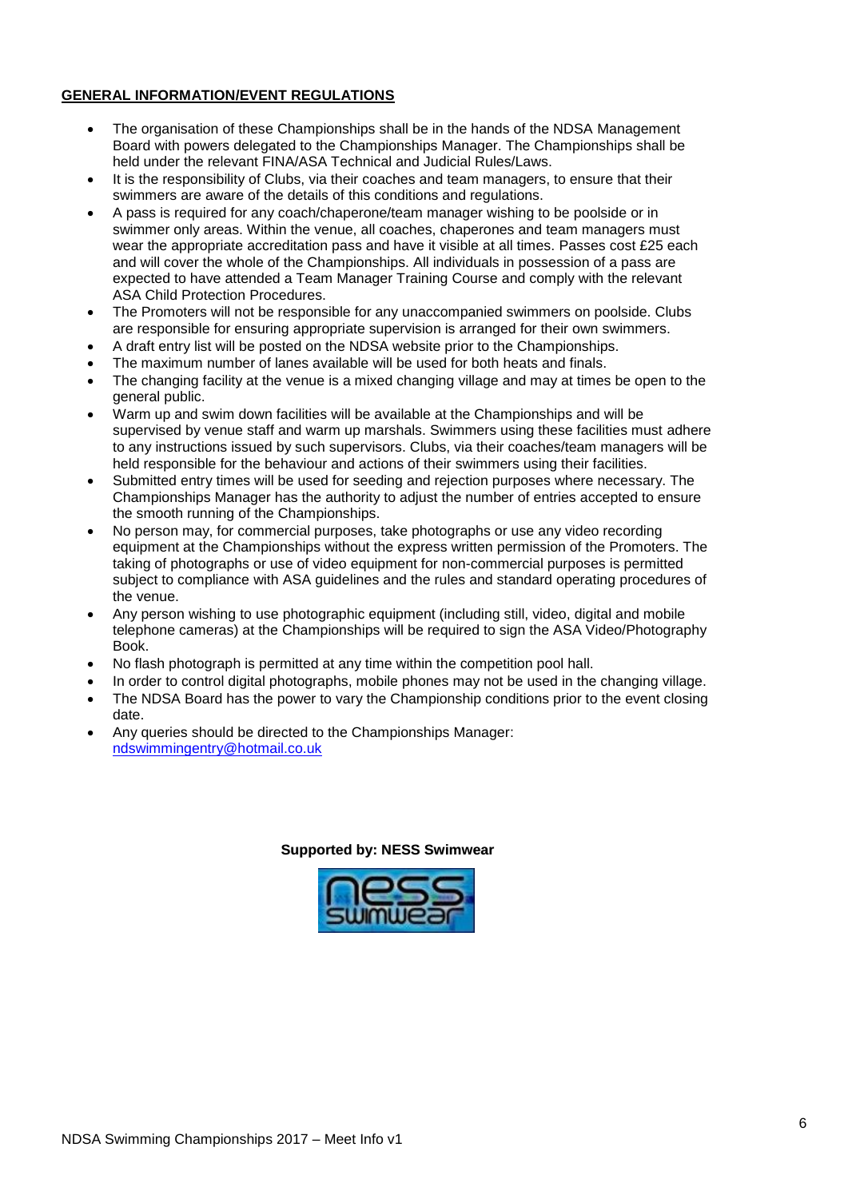## GENERAL INFORMATION/EVENT REGULATIONS

- The organisation of these Championships shall be in the hands of the NDSA Management Board with powers delegated to the Championships Manager. The Championships shall be held under the relevant FINA/ASA Technical and Judicial Rules/Laws.
- It is the responsibility of Clubs, via their coaches and team managers, to ensure that their swimmers are aware of the details of this conditions and regulations.
- A pass is required for any coach/chaperone/team manager wishing to be poolside or in swimmer only areas. Within the venue, all coaches, chaperones and team managers must wear the appropriate accreditation pass and have it visible at all times. Passes cost £25 each and will cover the whole of the Championships. All individuals in possession of a pass are expected to have attended a Team Manager Training Course and comply with the relevant ASA Child Protection Procedures.
- The Promoters will not be responsible for any unaccompanied swimmers on poolside. Clubs are responsible for ensuring appropriate supervision is arranged for their own swimmers.
- A draft entry list will be posted on the NDSA website prior to the Championships.
- The maximum number of lanes available will be used for both heats and finals.
- The changing facility at the venue is a mixed changing village and may at times be open to the general public.
- Warm up and swim down facilities will be available at the Championships and will be supervised by venue staff and warm up marshals. Swimmers using these facilities must adhere to any instructions issued by such supervisors. Clubs, via their coaches/team managers will be held responsible for the behaviour and actions of their swimmers using their facilities.
- Submitted entry times will be used for seeding and rejection purposes where necessary. The Championships Manager has the authority to adjust the number of entries accepted to ensure the smooth running of the Championships.
- No person may, for commercial purposes, take photographs or use any video recording equipment at the Championships without the express written permission of the Promoters. The taking of photographs or use of video equipment for non-commercial purposes is permitted subject to compliance with ASA guidelines and the rules and standard operating procedures of the venue.
- Any person wishing to use photographic equipment (including still, video, digital and mobile telephone cameras) at the Championships will be required to sign the ASA Video/Photography Book.
- No flash photograph is permitted at any time within the competition pool hall.
- In order to control digital photographs, mobile phones may not be used in the changing village.
- The NDSA Board has the power to vary the Championship conditions prior to the event closing date.
- Any queries should be directed to the Championships Manager: ndswimmingentry@hotmail.co.uk

**Supported by: NESS Swimwear**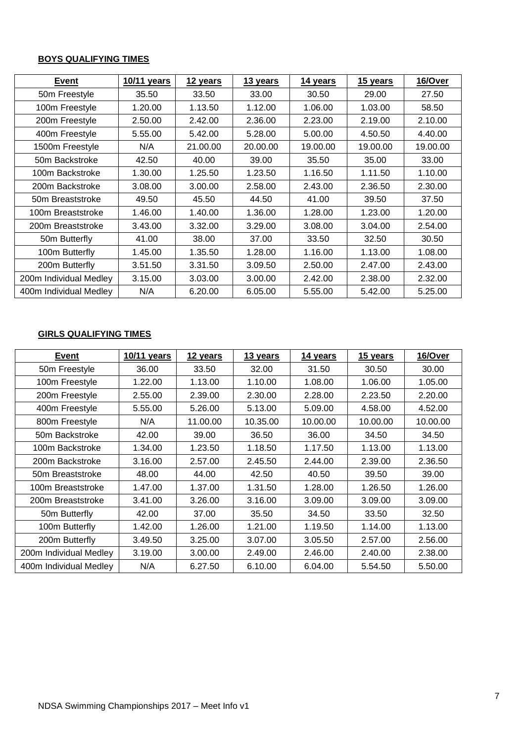**BOYS QUALIFYING TIMES**

| Event | 10/11 years | 12 years | 13 years | 14 years | 15 years | 16/Over |
|---|---|---|---|---|---|---|
| 50m Freestyle | 35.50 | 33.50 | 33.00 | 30.50 | 29.00 | 27.50 |
| 100m Freestyle | 1.20.00 | 1.13.50 | 1.12.00 | 1.06.00 | 1.03.00 | 58.50 |
| 200m Freestyle | 2.50.00 | 2.42.00 | 2.36.00 | 2.23.00 | 2.19.00 | 2.10.00 |
| 400m Freestyle | 5.55.00 | 5.42.00 | 5.28.00 | 5.00.00 | 4.50.50 | 4.40.00 |
| 1500m Freestyle | N/A | 21.00.00 | 20.00.00 | 19.00.00 | 19.00.00 | 19.00.00 |
| 50m Backstroke | 42.50 | 40.00 | 39.00 | 35.50 | 35.00 | 33.00 |
| 100m Backstroke | 1.30.00 | 1.25.50 | 1.23.50 | 1.16.50 | 1.11.50 | 1.10.00 |
| 200m Backstroke | 3.08.00 | 3.00.00 | 2.58.00 | 2.43.00 | 2.36.50 | 2.30.00 |
| 50m Breaststroke | 49.50 | 45.50 | 44.50 | 41.00 | 39.50 | 37.50 |
| 100m Breaststroke | 1.46.00 | 1.40.00 | 1.36.00 | 1.28.00 | 1.23.00 | 1.20.00 |
| 200m Breaststroke | 3.43.00 | 3.32.00 | 3.29.00 | 3.08.00 | 3.04.00 | 2.54.00 |
| 50m Butterfly | 41.00 | 38.00 | 37.00 | 33.50 | 32.50 | 30.50 |
| 100m Butterfly | 1.45.00 | 1.35.50 | 1.28.00 | 1.16.00 | 1.13.00 | 1.08.00 |
| 200m Butterfly | 3.51.50 | 3.31.50 | 3.09.50 | 2.50.00 | 2.47.00 | 2.43.00 |
| 200m Individual Medley | 3.15.00 | 3.03.00 | 3.00.00 | 2.42.00 | 2.38.00 | 2.32.00 |
| 400m Individual Medley | N/A | 6.20.00 | 6.05.00 | 5.55.00 | 5.42.00 | 5.25.00 |

**GIRLS QUALIFYING TIMES**

| Event | 10/11 years | 12 years | 13 years | 14 years | 15 years | 16/Over |
|---|---|---|---|---|---|---|
| 50m Freestyle | 36.00 | 33.50 | 32.00 | 31.50 | 30.50 | 30.00 |
| 100m Freestyle | 1.22.00 | 1.13.00 | 1.10.00 | 1.08.00 | 1.06.00 | 1.05.00 |
| 200m Freestyle | 2.55.00 | 2.39.00 | 2.30.00 | 2.28.00 | 2.23.50 | 2.20.00 |
| 400m Freestyle | 5.55.00 | 5.26.00 | 5.13.00 | 5.09.00 | 4.58.00 | 4.52.00 |
| 800m Freestyle | N/A | 11.00.00 | 10.35.00 | 10.00.00 | 10.00.00 | 10.00.00 |
| 50m Backstroke | 42.00 | 39.00 | 36.50 | 36.00 | 34.50 | 34.50 |
| 100m Backstroke | 1.34.00 | 1.23.50 | 1.18.50 | 1.17.50 | 1.13.00 | 1.13.00 |
| 200m Backstroke | 3.16.00 | 2.57.00 | 2.45.50 | 2.44.00 | 2.39.00 | 2.36.50 |
| 50m Breaststroke | 48.00 | 44.00 | 42.50 | 40.50 | 39.50 | 39.00 |
| 100m Breaststroke | 1.47.00 | 1.37.00 | 1.31.50 | 1.28.00 | 1.26.50 | 1.26.00 |
| 200m Breaststroke | 3.41.00 | 3.26.00 | 3.16.00 | 3.09.00 | 3.09.00 | 3.09.00 |
| 50m Butterfly | 42.00 | 37.00 | 35.50 | 34.50 | 33.50 | 32.50 |
| 100m Butterfly | 1.42.00 | 1.26.00 | 1.21.00 | 1.19.50 | 1.14.00 | 1.13.00 |
| 200m Butterfly | 3.49.50 | 3.25.00 | 3.07.00 | 3.05.50 | 2.57.00 | 2.56.00 |
| 200m Individual Medley | 3.19.00 | 3.00.00 | 2.49.00 | 2.46.00 | 2.40.00 | 2.38.00 |
| 400m Individual Medley | N/A | 6.27.50 | 6.10.00 | 6.04.00 | 5.54.50 | 5.50.00 |